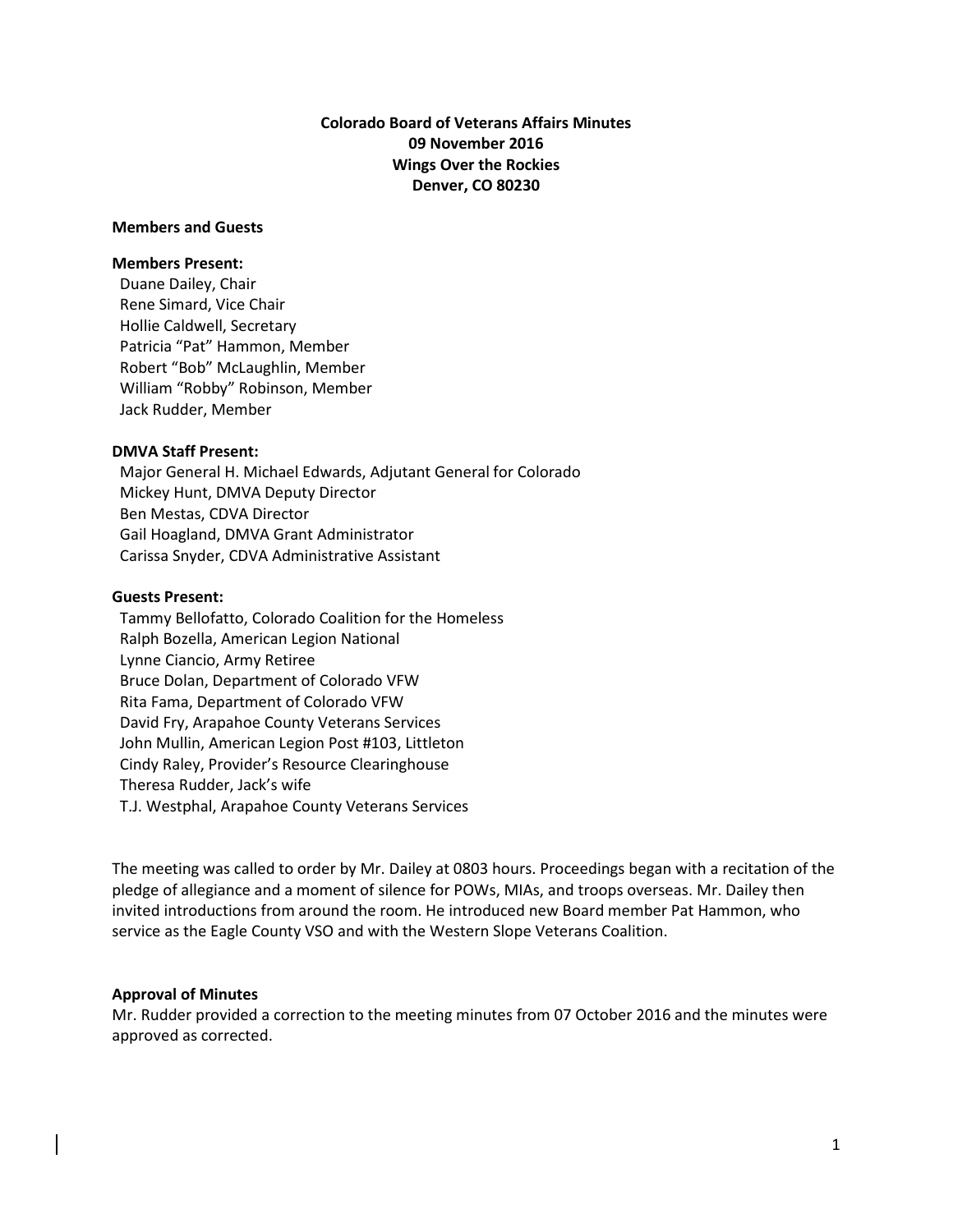**Colorado Board of Veterans Affairs Minutes**
**09 November 2016**
**Wings Over the Rockies**
**Denver, CO 80230**

**Members and Guests**

**Members Present:**
Duane Dailey, Chair
Rene Simard, Vice Chair
Hollie Caldwell, Secretary
Patricia "Pat" Hammon, Member
Robert "Bob" McLaughlin, Member
William "Robby" Robinson, Member
Jack Rudder, Member

**DMVA Staff Present:**
Major General H. Michael Edwards, Adjutant General for Colorado
Mickey Hunt, DMVA Deputy Director
Ben Mestas, CDVA Director
Gail Hoagland, DMVA Grant Administrator
Carissa Snyder, CDVA Administrative Assistant

**Guests Present:**
Tammy Bellofatto, Colorado Coalition for the Homeless
Ralph Bozella, American Legion National
Lynne Ciancio, Army Retiree
Bruce Dolan, Department of Colorado VFW
Rita Fama, Department of Colorado VFW
David Fry, Arapahoe County Veterans Services
John Mullin, American Legion Post #103, Littleton
Cindy Raley, Provider's Resource Clearinghouse
Theresa Rudder, Jack's wife
T.J. Westphal, Arapahoe County Veterans Services

The meeting was called to order by Mr. Dailey at 0803 hours. Proceedings began with a recitation of the pledge of allegiance and a moment of silence for POWs, MIAs, and troops overseas. Mr. Dailey then invited introductions from around the room. He introduced new Board member Pat Hammon, who service as the Eagle County VSO and with the Western Slope Veterans Coalition.

**Approval of Minutes**
Mr. Rudder provided a correction to the meeting minutes from 07 October 2016 and the minutes were approved as corrected.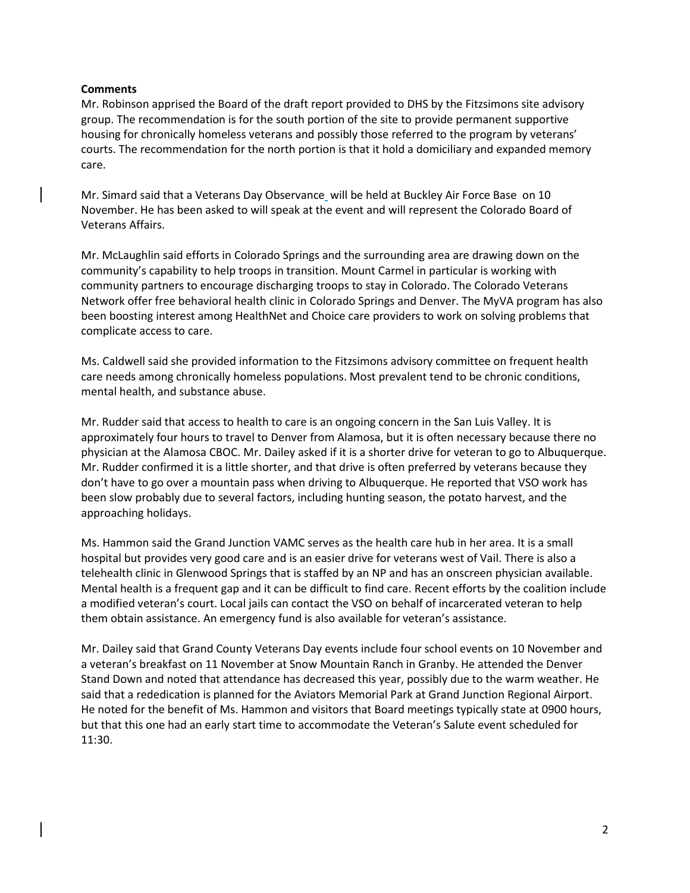**Comments**

Mr. Robinson apprised the Board of the draft report provided to DHS by the Fitzsimons site advisory group. The recommendation is for the south portion of the site to provide permanent supportive housing for chronically homeless veterans and possibly those referred to the program by veterans' courts. The recommendation for the north portion is that it hold a domiciliary and expanded memory care.

Mr. Simard said that a Veterans Day Observance will be held at Buckley Air Force Base on 10 November. He has been asked to will speak at the event and will represent the Colorado Board of Veterans Affairs.

Mr. McLaughlin said efforts in Colorado Springs and the surrounding area are drawing down on the community's capability to help troops in transition. Mount Carmel in particular is working with community partners to encourage discharging troops to stay in Colorado. The Colorado Veterans Network offer free behavioral health clinic in Colorado Springs and Denver. The MyVA program has also been boosting interest among HealthNet and Choice care providers to work on solving problems that complicate access to care.

Ms. Caldwell said she provided information to the Fitzsimons advisory committee on frequent health care needs among chronically homeless populations. Most prevalent tend to be chronic conditions, mental health, and substance abuse.

Mr. Rudder said that access to health to care is an ongoing concern in the San Luis Valley. It is approximately four hours to travel to Denver from Alamosa, but it is often necessary because there no physician at the Alamosa CBOC. Mr. Dailey asked if it is a shorter drive for veteran to go to Albuquerque. Mr. Rudder confirmed it is a little shorter, and that drive is often preferred by veterans because they don't have to go over a mountain pass when driving to Albuquerque. He reported that VSO work has been slow probably due to several factors, including hunting season, the potato harvest, and the approaching holidays.

Ms. Hammon said the Grand Junction VAMC serves as the health care hub in her area. It is a small hospital but provides very good care and is an easier drive for veterans west of Vail. There is also a telehealth clinic in Glenwood Springs that is staffed by an NP and has an onscreen physician available. Mental health is a frequent gap and it can be difficult to find care. Recent efforts by the coalition include a modified veteran's court. Local jails can contact the VSO on behalf of incarcerated veteran to help them obtain assistance. An emergency fund is also available for veteran's assistance.

Mr. Dailey said that Grand County Veterans Day events include four school events on 10 November and a veteran's breakfast on 11 November at Snow Mountain Ranch in Granby. He attended the Denver Stand Down and noted that attendance has decreased this year, possibly due to the warm weather. He said that a rededication is planned for the Aviators Memorial Park at Grand Junction Regional Airport. He noted for the benefit of Ms. Hammon and visitors that Board meetings typically state at 0900 hours, but that this one had an early start time to accommodate the Veteran's Salute event scheduled for 11:30.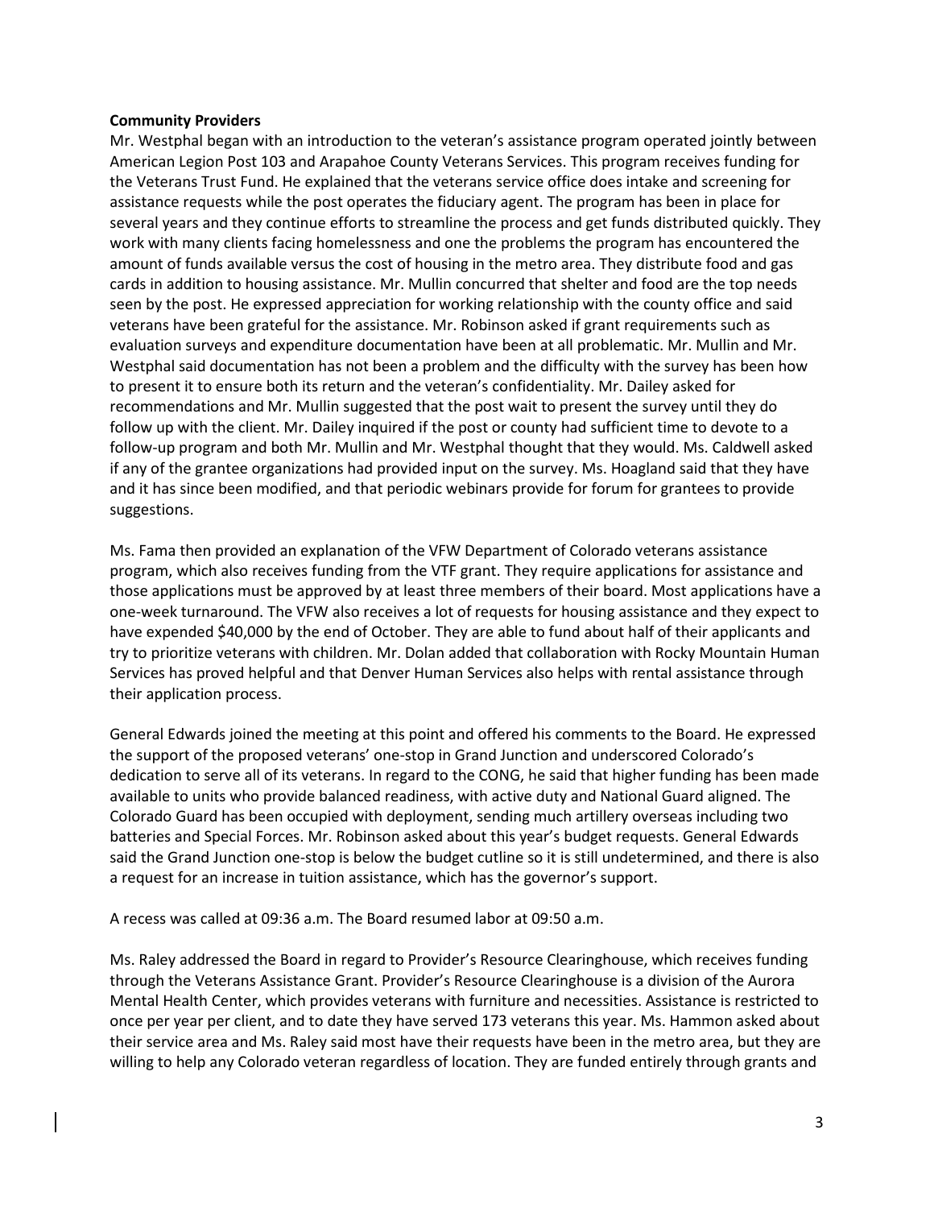**Community Providers**

Mr. Westphal began with an introduction to the veteran's assistance program operated jointly between American Legion Post 103 and Arapahoe County Veterans Services. This program receives funding for the Veterans Trust Fund. He explained that the veterans service office does intake and screening for assistance requests while the post operates the fiduciary agent. The program has been in place for several years and they continue efforts to streamline the process and get funds distributed quickly. They work with many clients facing homelessness and one the problems the program has encountered the amount of funds available versus the cost of housing in the metro area. They distribute food and gas cards in addition to housing assistance. Mr. Mullin concurred that shelter and food are the top needs seen by the post. He expressed appreciation for working relationship with the county office and said veterans have been grateful for the assistance. Mr. Robinson asked if grant requirements such as evaluation surveys and expenditure documentation have been at all problematic. Mr. Mullin and Mr. Westphal said documentation has not been a problem and the difficulty with the survey has been how to present it to ensure both its return and the veteran's confidentiality. Mr. Dailey asked for recommendations and Mr. Mullin suggested that the post wait to present the survey until they do follow up with the client. Mr. Dailey inquired if the post or county had sufficient time to devote to a follow-up program and both Mr. Mullin and Mr. Westphal thought that they would. Ms. Caldwell asked if any of the grantee organizations had provided input on the survey. Ms. Hoagland said that they have and it has since been modified, and that periodic webinars provide for forum for grantees to provide suggestions.

Ms. Fama then provided an explanation of the VFW Department of Colorado veterans assistance program, which also receives funding from the VTF grant. They require applications for assistance and those applications must be approved by at least three members of their board. Most applications have a one-week turnaround. The VFW also receives a lot of requests for housing assistance and they expect to have expended $40,000 by the end of October. They are able to fund about half of their applicants and try to prioritize veterans with children. Mr. Dolan added that collaboration with Rocky Mountain Human Services has proved helpful and that Denver Human Services also helps with rental assistance through their application process.

General Edwards joined the meeting at this point and offered his comments to the Board. He expressed the support of the proposed veterans' one-stop in Grand Junction and underscored Colorado's dedication to serve all of its veterans. In regard to the CONG, he said that higher funding has been made available to units who provide balanced readiness, with active duty and National Guard aligned. The Colorado Guard has been occupied with deployment, sending much artillery overseas including two batteries and Special Forces. Mr. Robinson asked about this year's budget requests. General Edwards said the Grand Junction one-stop is below the budget cutline so it is still undetermined, and there is also a request for an increase in tuition assistance, which has the governor's support.

A recess was called at 09:36 a.m. The Board resumed labor at 09:50 a.m.

Ms. Raley addressed the Board in regard to Provider's Resource Clearinghouse, which receives funding through the Veterans Assistance Grant. Provider's Resource Clearinghouse is a division of the Aurora Mental Health Center, which provides veterans with furniture and necessities. Assistance is restricted to once per year per client, and to date they have served 173 veterans this year. Ms. Hammon asked about their service area and Ms. Raley said most have their requests have been in the metro area, but they are willing to help any Colorado veteran regardless of location. They are funded entirely through grants and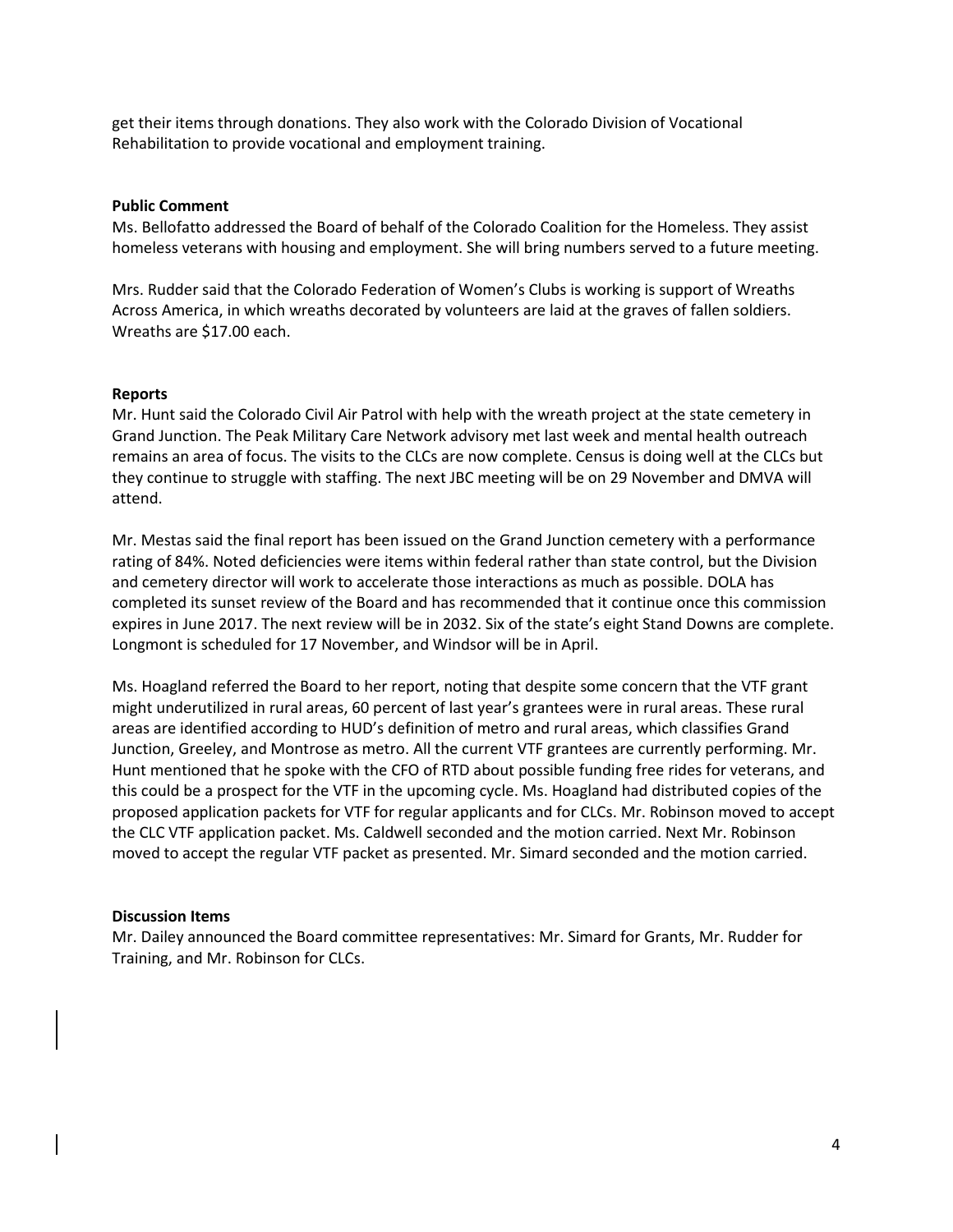get their items through donations. They also work with the Colorado Division of Vocational Rehabilitation to provide vocational and employment training.

**Public Comment**

Ms. Bellofatto addressed the Board of behalf of the Colorado Coalition for the Homeless. They assist homeless veterans with housing and employment. She will bring numbers served to a future meeting.

Mrs. Rudder said that the Colorado Federation of Women's Clubs is working is support of Wreaths Across America, in which wreaths decorated by volunteers are laid at the graves of fallen soldiers. Wreaths are $17.00 each.

**Reports**

Mr. Hunt said the Colorado Civil Air Patrol with help with the wreath project at the state cemetery in Grand Junction. The Peak Military Care Network advisory met last week and mental health outreach remains an area of focus. The visits to the CLCs are now complete. Census is doing well at the CLCs but they continue to struggle with staffing. The next JBC meeting will be on 29 November and DMVA will attend.

Mr. Mestas said the final report has been issued on the Grand Junction cemetery with a performance rating of 84%. Noted deficiencies were items within federal rather than state control, but the Division and cemetery director will work to accelerate those interactions as much as possible. DOLA has completed its sunset review of the Board and has recommended that it continue once this commission expires in June 2017. The next review will be in 2032. Six of the state's eight Stand Downs are complete. Longmont is scheduled for 17 November, and Windsor will be in April.

Ms. Hoagland referred the Board to her report, noting that despite some concern that the VTF grant might underutilized in rural areas, 60 percent of last year's grantees were in rural areas. These rural areas are identified according to HUD's definition of metro and rural areas, which classifies Grand Junction, Greeley, and Montrose as metro. All the current VTF grantees are currently performing. Mr. Hunt mentioned that he spoke with the CFO of RTD about possible funding free rides for veterans, and this could be a prospect for the VTF in the upcoming cycle. Ms. Hoagland had distributed copies of the proposed application packets for VTF for regular applicants and for CLCs. Mr. Robinson moved to accept the CLC VTF application packet. Ms. Caldwell seconded and the motion carried. Next Mr. Robinson moved to accept the regular VTF packet as presented. Mr. Simard seconded and the motion carried.

**Discussion Items**

Mr. Dailey announced the Board committee representatives: Mr. Simard for Grants, Mr. Rudder for Training, and Mr. Robinson for CLCs.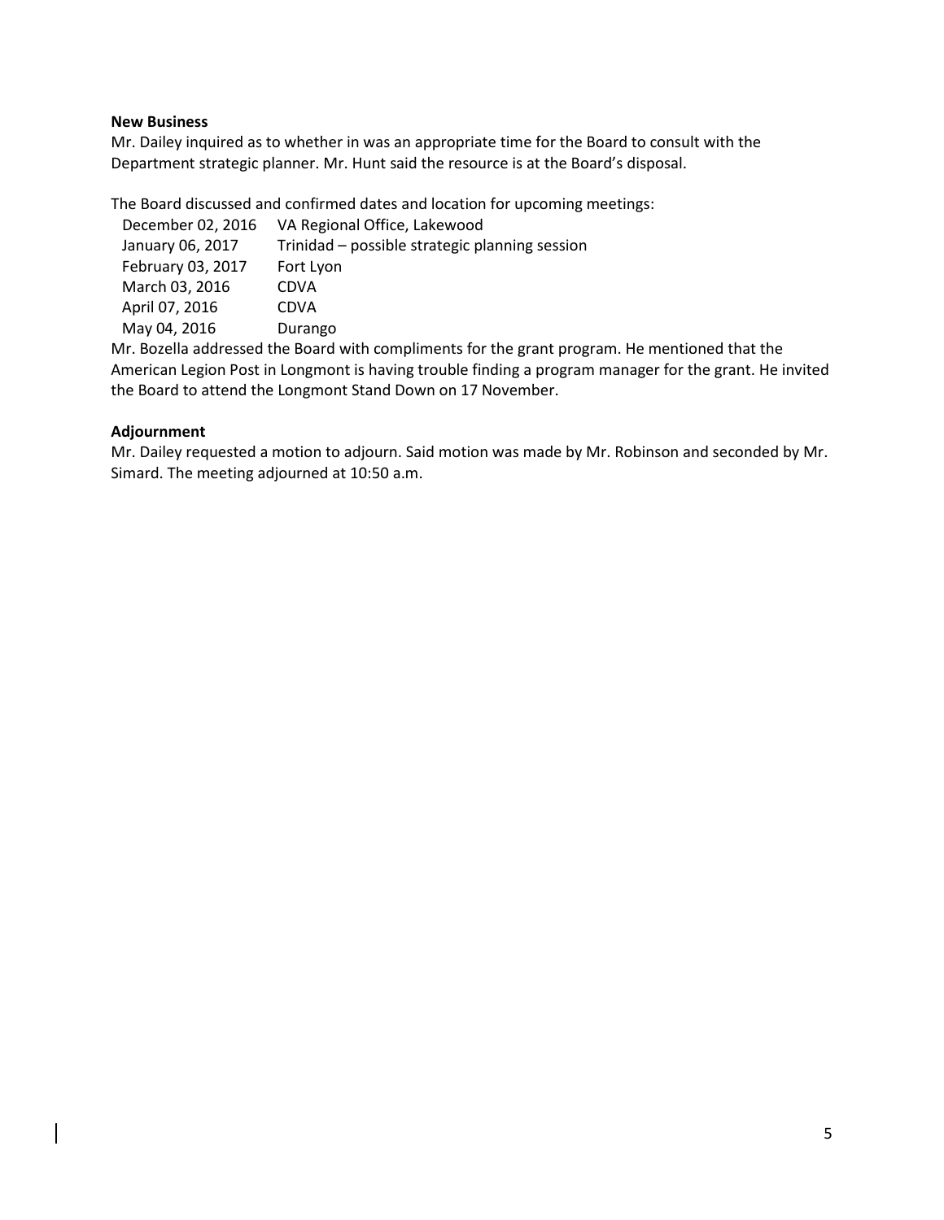**New Business**

Mr. Dailey inquired as to whether in was an appropriate time for the Board to consult with the Department strategic planner. Mr. Hunt said the resource is at the Board's disposal.

The Board discussed and confirmed dates and location for upcoming meetings:

| | |
|---|---|
| December 02, 2016 | VA Regional Office, Lakewood |
| January 06, 2017 | Trinidad – possible strategic planning session |
| February 03, 2017 | Fort Lyon |
| March 03, 2016 | CDVA |
| April 07, 2016 | CDVA |
| May 04, 2016 | Durango |

Mr. Bozella addressed the Board with compliments for the grant program. He mentioned that the American Legion Post in Longmont is having trouble finding a program manager for the grant. He invited the Board to attend the Longmont Stand Down on 17 November.

**Adjournment**

Mr. Dailey requested a motion to adjourn. Said motion was made by Mr. Robinson and seconded by Mr. Simard. The meeting adjourned at 10:50 a.m.